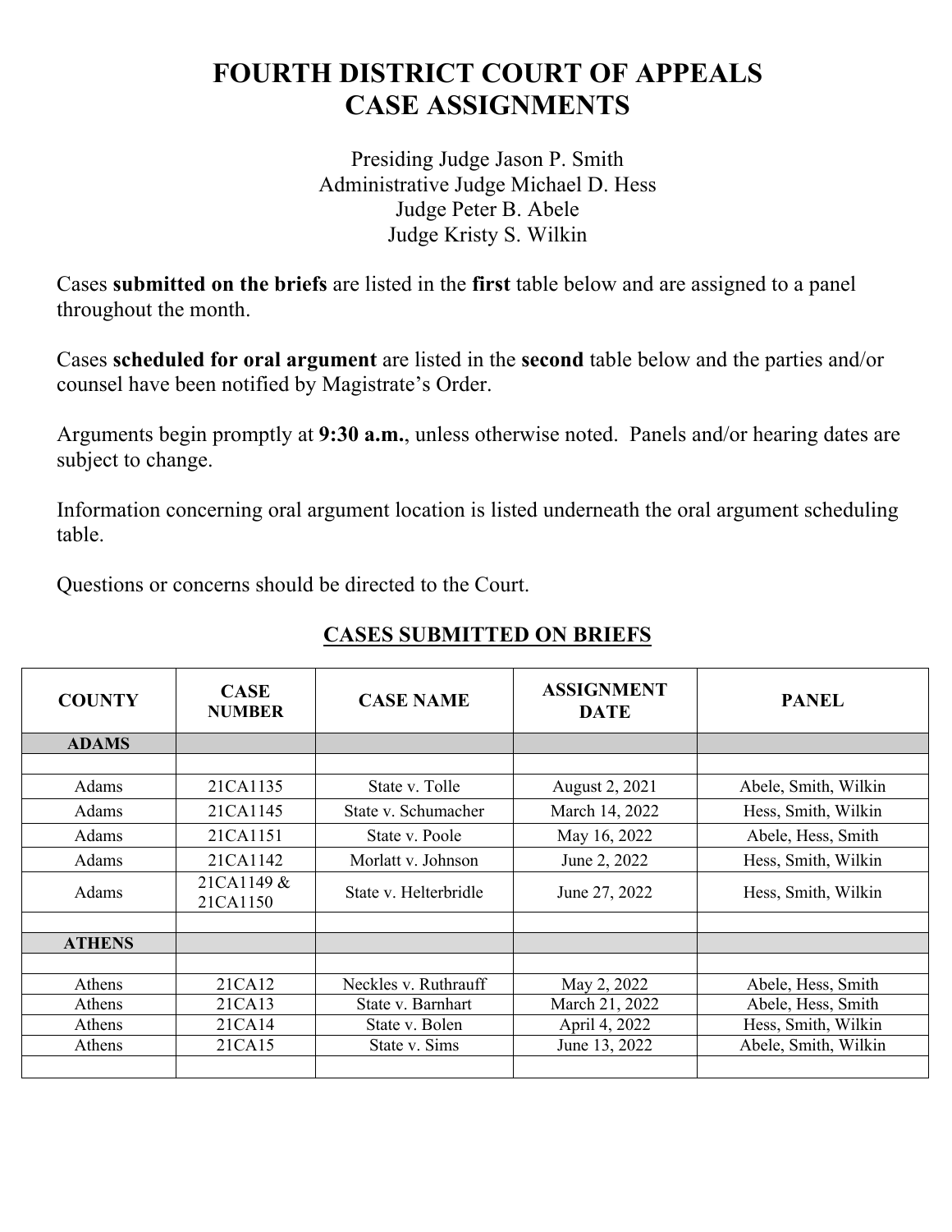# FOURTH DISTRICT COURT OF APPEALS
# CASE ASSIGNMENTS

Presiding Judge Jason P. Smith
Administrative Judge Michael D. Hess
Judge Peter B. Abele
Judge Kristy S. Wilkin

Cases **submitted on the briefs** are listed in the **first** table below and are assigned to a panel throughout the month.

Cases **scheduled for oral argument** are listed in the **second** table below and the parties and/or counsel have been notified by Magistrate's Order.

Arguments begin promptly at **9:30 a.m.**, unless otherwise noted. Panels and/or hearing dates are subject to change.

Information concerning oral argument location is listed underneath the oral argument scheduling table.

Questions or concerns should be directed to the Court.

## CASES SUBMITTED ON BRIEFS

| COUNTY | CASE NUMBER | CASE NAME | ASSIGNMENT DATE | PANEL |
|---|---|---|---|---|
| **ADAMS** | | | | |
| | | | | |
| Adams | 21CA1135 | State v. Tolle | August 2, 2021 | Abele, Smith, Wilkin |
| Adams | 21CA1145 | State v. Schumacher | March 14, 2022 | Hess, Smith, Wilkin |
| Adams | 21CA1151 | State v. Poole | May 16, 2022 | Abele, Hess, Smith |
| Adams | 21CA1142 | Morlatt v. Johnson | June 2, 2022 | Hess, Smith, Wilkin |
| Adams | 21CA1149 & 21CA1150 | State v. Helterbridle | June 27, 2022 | Hess, Smith, Wilkin |
| | | | | |
| **ATHENS** | | | | |
| | | | | |
| Athens | 21CA12 | Neckles v. Ruthrauff | May 2, 2022 | Abele, Hess, Smith |
| Athens | 21CA13 | State v. Barnhart | March 21, 2022 | Abele, Hess, Smith |
| Athens | 21CA14 | State v. Bolen | April 4, 2022 | Hess, Smith, Wilkin |
| Athens | 21CA15 | State v. Sims | June 13, 2022 | Abele, Smith, Wilkin |
| | | | | |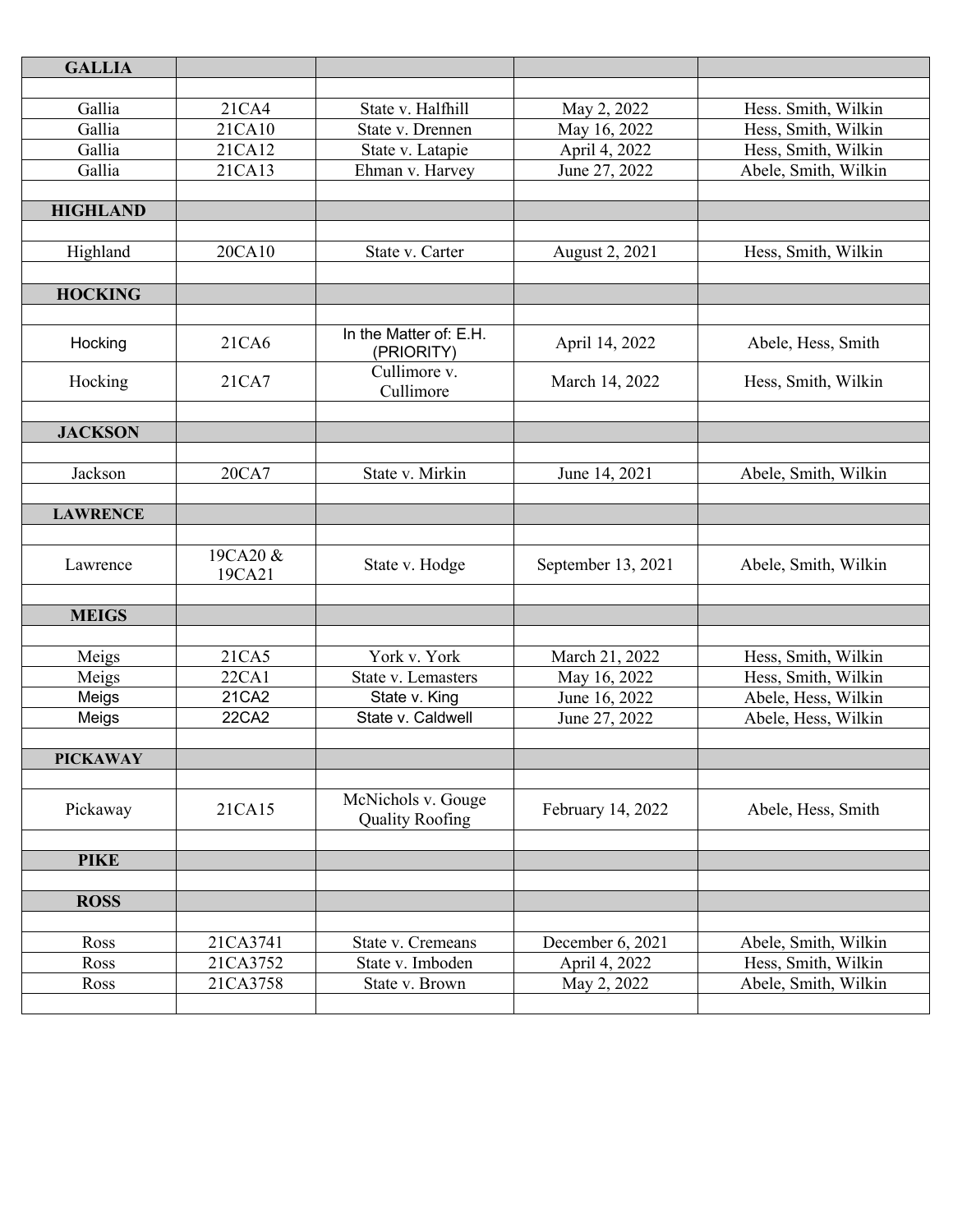| GALLIA | | | | |
|---|---|---|---|---|
| | | | | |
| Gallia | 21CA4 | State v. Halfhill | May 2, 2022 | Hess. Smith, Wilkin |
| Gallia | 21CA10 | State v. Drennen | May 16, 2022 | Hess, Smith, Wilkin |
| Gallia | 21CA12 | State v. Latapie | April 4, 2022 | Hess, Smith, Wilkin |
| Gallia | 21CA13 | Ehman v. Harvey | June 27, 2022 | Abele, Smith, Wilkin |
| | | | | |
| **HIGHLAND** | | | | |
| | | | | |
| Highland | 20CA10 | State v. Carter | August 2, 2021 | Hess, Smith, Wilkin |
| | | | | |
| **HOCKING** | | | | |
| | | | | |
| Hocking | 21CA6 | In the Matter of: E.H. (PRIORITY) | April 14, 2022 | Abele, Hess, Smith |
| Hocking | 21CA7 | Cullimore v. Cullimore | March 14, 2022 | Hess, Smith, Wilkin |
| | | | | |
| **JACKSON** | | | | |
| | | | | |
| Jackson | 20CA7 | State v. Mirkin | June 14, 2021 | Abele, Smith, Wilkin |
| | | | | |
| **LAWRENCE** | | | | |
| | | | | |
| Lawrence | 19CA20 & 19CA21 | State v. Hodge | September 13, 2021 | Abele, Smith, Wilkin |
| | | | | |
| **MEIGS** | | | | |
| | | | | |
| Meigs | 21CA5 | York v. York | March 21, 2022 | Hess, Smith, Wilkin |
| Meigs | 22CA1 | State v. Lemasters | May 16, 2022 | Hess, Smith, Wilkin |
| Meigs | 21CA2 | State v. King | June 16, 2022 | Abele, Hess, Wilkin |
| Meigs | 22CA2 | State v. Caldwell | June 27, 2022 | Abele, Hess, Wilkin |
| | | | | |
| **PICKAWAY** | | | | |
| | | | | |
| Pickaway | 21CA15 | McNichols v. Gouge Quality Roofing | February 14, 2022 | Abele, Hess, Smith |
| | | | | |
| **PIKE** | | | | |
| | | | | |
| **ROSS** | | | | |
| | | | | |
| Ross | 21CA3741 | State v. Cremeans | December 6, 2021 | Abele, Smith, Wilkin |
| Ross | 21CA3752 | State v. Imboden | April 4, 2022 | Hess, Smith, Wilkin |
| Ross | 21CA3758 | State v. Brown | May 2, 2022 | Abele, Smith, Wilkin |
| | | | | |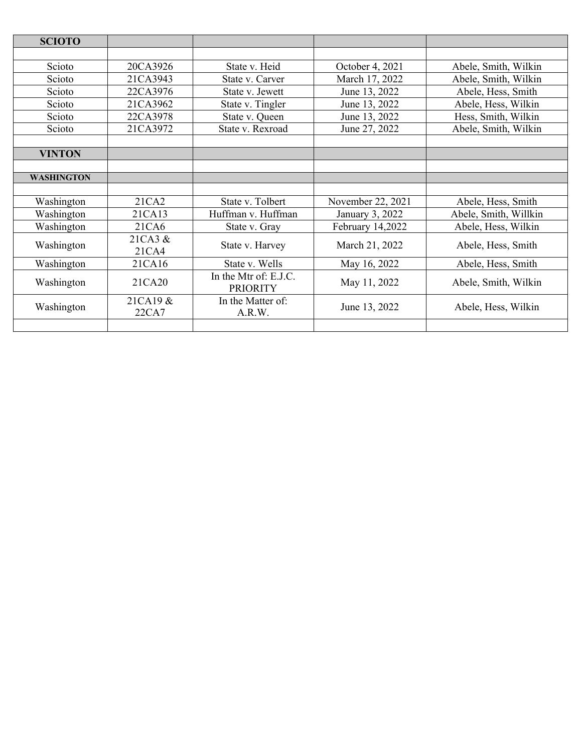| SCIOTO | | | | |
|---|---|---|---|---|
| | | | | |
| Scioto | 20CA3926 | State v. Heid | October 4, 2021 | Abele, Smith, Wilkin |
| Scioto | 21CA3943 | State v. Carver | March 17, 2022 | Abele, Smith, Wilkin |
| Scioto | 22CA3976 | State v. Jewett | June 13, 2022 | Abele, Hess, Smith |
| Scioto | 21CA3962 | State v. Tingler | June 13, 2022 | Abele, Hess, Wilkin |
| Scioto | 22CA3978 | State v. Queen | June 13, 2022 | Hess, Smith, Wilkin |
| Scioto | 21CA3972 | State v. Rexroad | June 27, 2022 | Abele, Smith, Wilkin |
| | | | | |
| **VINTON** | | | | |
| | | | | |
| **WASHINGTON** | | | | |
| | | | | |
| Washington | 21CA2 | State v. Tolbert | November 22, 2021 | Abele, Hess, Smith |
| Washington | 21CA13 | Huffman v. Huffman | January 3, 2022 | Abele, Smith, Willkin |
| Washington | 21CA6 | State v. Gray | February 14,2022 | Abele, Hess, Wilkin |
| Washington | 21CA3 & 21CA4 | State v. Harvey | March 21, 2022 | Abele, Hess, Smith |
| Washington | 21CA16 | State v. Wells | May 16, 2022 | Abele, Hess, Smith |
| Washington | 21CA20 | In the Mtr of: E.J.C. PRIORITY | May 11, 2022 | Abele, Smith, Wilkin |
| Washington | 21CA19 & 22CA7 | In the Matter of: A.R.W. | June 13, 2022 | Abele, Hess, Wilkin |
| | | | | |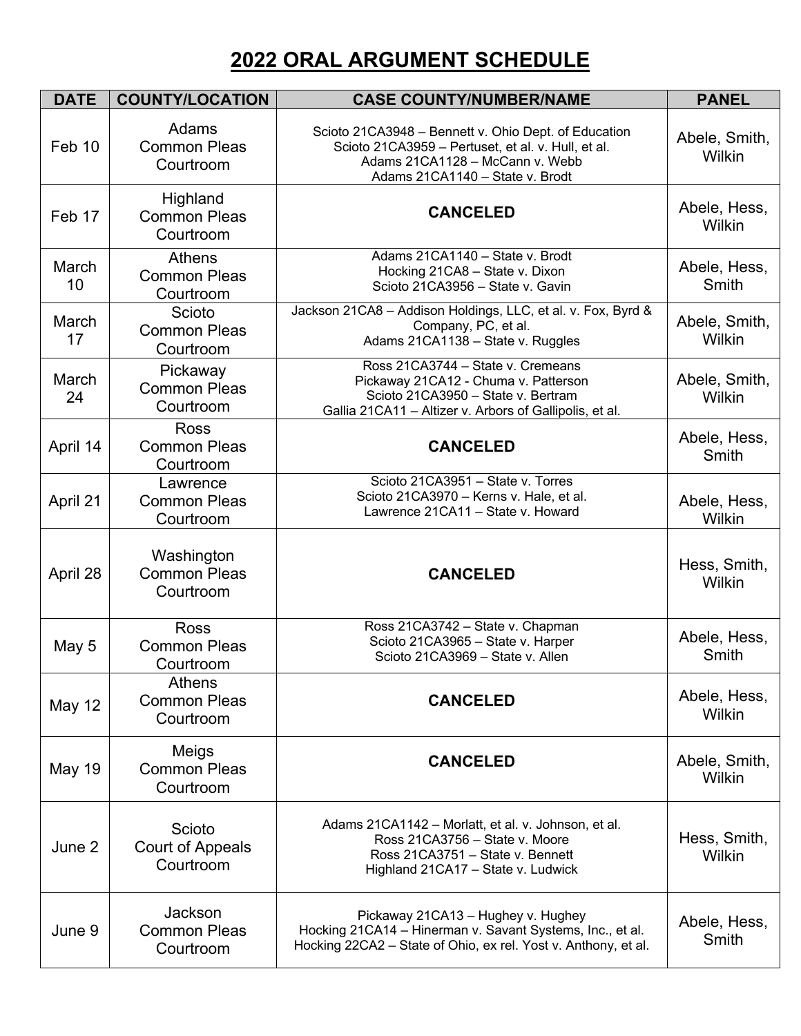# 2022 ORAL ARGUMENT SCHEDULE

| DATE | COUNTY/LOCATION | CASE COUNTY/NUMBER/NAME | PANEL |
|---|---|---|---|
| Feb 10 | Adams Common Pleas Courtroom | Scioto 21CA3948 – Bennett v. Ohio Dept. of Education<br>Scioto 21CA3959 – Pertuset, et al. v. Hull, et al.<br>Adams 21CA1128 – McCann v. Webb<br>Adams 21CA1140 – State v. Brodt | Abele, Smith, Wilkin |
| Feb 17 | Highland Common Pleas Courtroom | **CANCELED** | Abele, Hess, Wilkin |
| March 10 | Athens Common Pleas Courtroom | Adams 21CA1140 – State v. Brodt<br>Hocking 21CA8 – State v. Dixon<br>Scioto 21CA3956 – State v. Gavin | Abele, Hess, Smith |
| March 17 | Scioto Common Pleas Courtroom | Jackson 21CA8 – Addison Holdings, LLC, et al. v. Fox, Byrd & Company, PC, et al.<br>Adams 21CA1138 – State v. Ruggles | Abele, Smith, Wilkin |
| March 24 | Pickaway Common Pleas Courtroom | Ross 21CA3744 – State v. Cremeans<br>Pickaway 21CA12 - Chuma v. Patterson<br>Scioto 21CA3950 – State v. Bertram<br>Gallia 21CA11 – Altizer v. Arbors of Gallipolis, et al. | Abele, Smith, Wilkin |
| April 14 | Ross Common Pleas Courtroom | **CANCELED** | Abele, Hess, Smith |
| April 21 | Lawrence Common Pleas Courtroom | Scioto 21CA3951 – State v. Torres<br>Scioto 21CA3970 – Kerns v. Hale, et al.<br>Lawrence 21CA11 – State v. Howard | Abele, Hess, Wilkin |
| April 28 | Washington Common Pleas Courtroom | **CANCELED** | Hess, Smith, Wilkin |
| May 5 | Ross Common Pleas Courtroom | Ross 21CA3742 – State v. Chapman<br>Scioto 21CA3965 – State v. Harper<br>Scioto 21CA3969 – State v. Allen | Abele, Hess, Smith |
| May 12 | Athens Common Pleas Courtroom | **CANCELED** | Abele, Hess, Wilkin |
| May 19 | Meigs Common Pleas Courtroom | **CANCELED** | Abele, Smith, Wilkin |
| June 2 | Scioto Court of Appeals Courtroom | Adams 21CA1142 – Morlatt, et al. v. Johnson, et al.<br>Ross 21CA3756 – State v. Moore<br>Ross 21CA3751 – State v. Bennett<br>Highland 21CA17 – State v. Ludwick | Hess, Smith, Wilkin |
| June 9 | Jackson Common Pleas Courtroom | Pickaway 21CA13 – Hughey v. Hughey<br>Hocking 21CA14 – Hinerman v. Savant Systems, Inc., et al.<br>Hocking 22CA2 – State of Ohio, ex rel. Yost v. Anthony, et al. | Abele, Hess, Smith |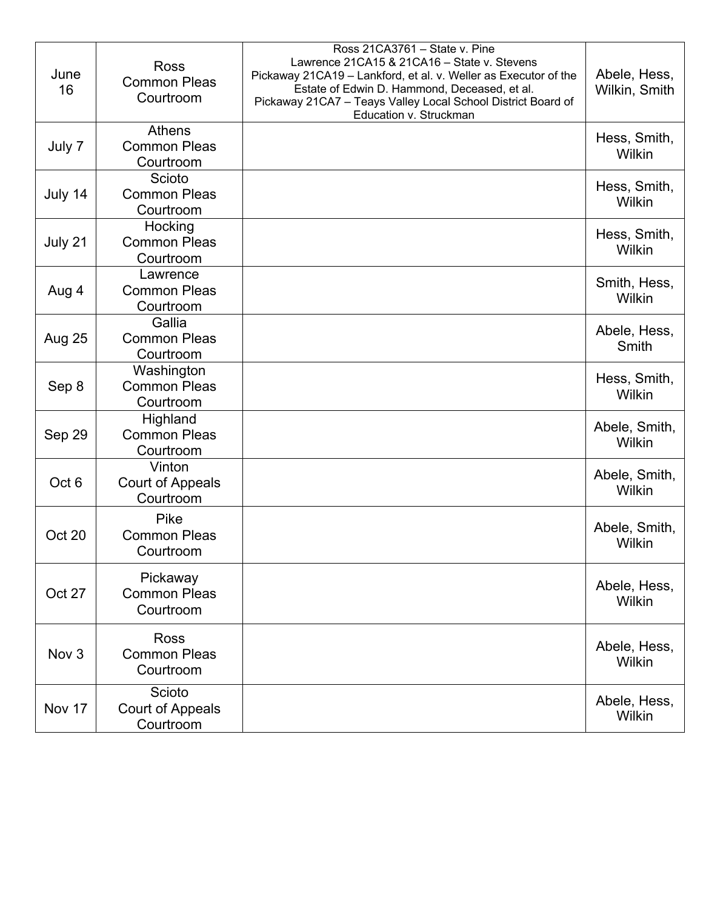| | | | |
|---|---|---|---|
| June 16 | Ross Common Pleas Courtroom | Ross 21CA3761 – State v. Pine<br>Lawrence 21CA15 & 21CA16 – State v. Stevens<br>Pickaway 21CA19 – Lankford, et al. v. Weller as Executor of the Estate of Edwin D. Hammond, Deceased, et al.<br>Pickaway 21CA7 – Teays Valley Local School District Board of Education v. Struckman | Abele, Hess, Wilkin, Smith |
| July 7 | Athens Common Pleas Courtroom | | Hess, Smith, Wilkin |
| July 14 | Scioto Common Pleas Courtroom | | Hess, Smith, Wilkin |
| July 21 | Hocking Common Pleas Courtroom | | Hess, Smith, Wilkin |
| Aug 4 | Lawrence Common Pleas Courtroom | | Smith, Hess, Wilkin |
| Aug 25 | Gallia Common Pleas Courtroom | | Abele, Hess, Smith |
| Sep 8 | Washington Common Pleas Courtroom | | Hess, Smith, Wilkin |
| Sep 29 | Highland Common Pleas Courtroom | | Abele, Smith, Wilkin |
| Oct 6 | Vinton Court of Appeals Courtroom | | Abele, Smith, Wilkin |
| Oct 20 | Pike Common Pleas Courtroom | | Abele, Smith, Wilkin |
| Oct 27 | Pickaway Common Pleas Courtroom | | Abele, Hess, Wilkin |
| Nov 3 | Ross Common Pleas Courtroom | | Abele, Hess, Wilkin |
| Nov 17 | Scioto Court of Appeals Courtroom | | Abele, Hess, Wilkin |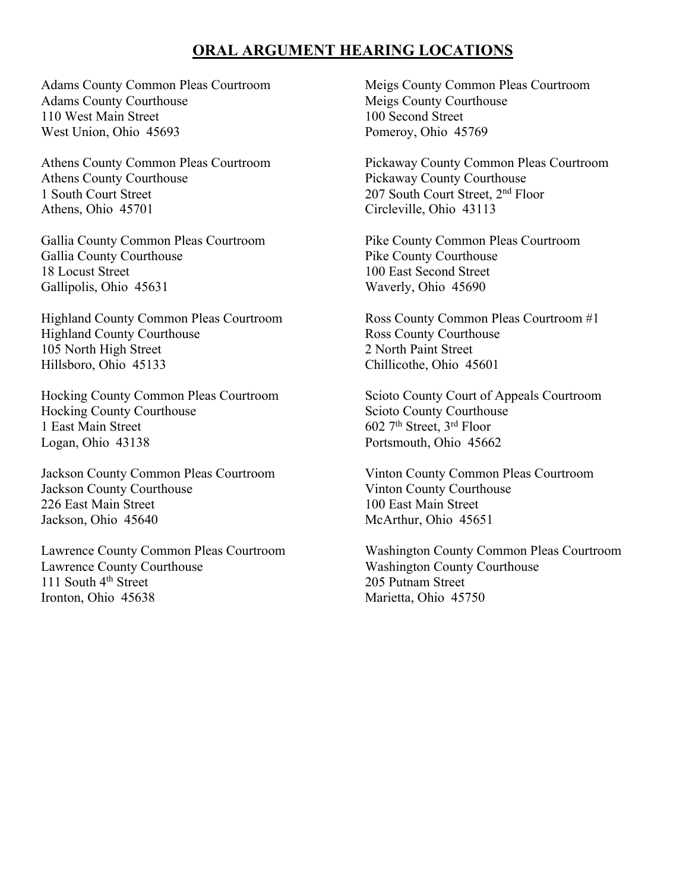# ORAL ARGUMENT HEARING LOCATIONS

Adams County Common Pleas Courtroom
Adams County Courthouse
110 West Main Street
West Union, Ohio 45693

Athens County Common Pleas Courtroom
Athens County Courthouse
1 South Court Street
Athens, Ohio 45701

Gallia County Common Pleas Courtroom
Gallia County Courthouse
18 Locust Street
Gallipolis, Ohio 45631

Highland County Common Pleas Courtroom
Highland County Courthouse
105 North High Street
Hillsboro, Ohio 45133

Hocking County Common Pleas Courtroom
Hocking County Courthouse
1 East Main Street
Logan, Ohio 43138

Jackson County Common Pleas Courtroom
Jackson County Courthouse
226 East Main Street
Jackson, Ohio 45640

Lawrence County Common Pleas Courtroom
Lawrence County Courthouse
111 South 4th Street
Ironton, Ohio 45638

Meigs County Common Pleas Courtroom
Meigs County Courthouse
100 Second Street
Pomeroy, Ohio 45769

Pickaway County Common Pleas Courtroom
Pickaway County Courthouse
207 South Court Street, 2nd Floor
Circleville, Ohio 43113

Pike County Common Pleas Courtroom
Pike County Courthouse
100 East Second Street
Waverly, Ohio 45690

Ross County Common Pleas Courtroom #1
Ross County Courthouse
2 North Paint Street
Chillicothe, Ohio 45601

Scioto County Court of Appeals Courtroom
Scioto County Courthouse
602 7th Street, 3rd Floor
Portsmouth, Ohio 45662

Vinton County Common Pleas Courtroom
Vinton County Courthouse
100 East Main Street
McArthur, Ohio 45651

Washington County Common Pleas Courtroom
Washington County Courthouse
205 Putnam Street
Marietta, Ohio 45750